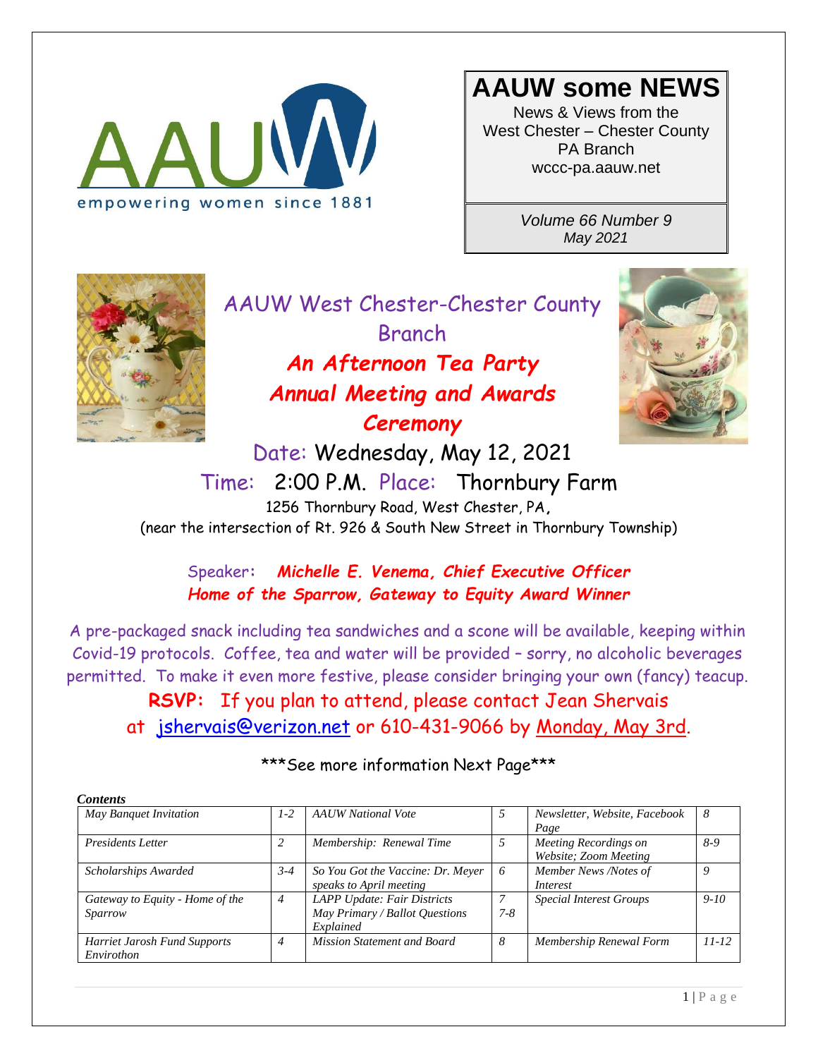empowering women since 1881

# AAUW some NEWS

News & Views from the West Chester – Chester County PA Branch
wccc-pa.aauw.net

*Volume 66 Number 9*
*May 2021*

## AAUW West Chester-Chester County Branch

## *An Afternoon Tea Party*
## *Annual Meeting and Awards Ceremony*

Date: Wednesday, May 12, 2021

Time: 2:00 P.M. Place: Thornbury Farm

1256 Thornbury Road, West Chester, PA,
(near the intersection of Rt. 926 & South New Street in Thornbury Township)

Speaker: ***Michelle E. Venema, Chief Executive Officer***
***Home of the Sparrow, Gateway to Equity Award Winner***

A pre-packaged snack including tea sandwiches and a scone will be available, keeping within Covid-19 protocols. Coffee, tea and water will be provided – sorry, no alcoholic beverages permitted. To make it even more festive, please consider bringing your own (fancy) teacup.

**RSVP:** If you plan to attend, please contact Jean Shervais at jshervais@verizon.net or 610-431-9066 by Monday, May 3rd.

\*\*\*See more information Next Page\*\*\*

***Contents***

| | | | | | |
|---|---|---|---|---|---|
| *May Banquet Invitation* | *1-2* | *AAUW National Vote* | *5* | *Newsletter, Website, Facebook Page* | *8* |
| *Presidents Letter* | *2* | *Membership: Renewal Time* | *5* | *Meeting Recordings on Website; Zoom Meeting* | *8-9* |
| *Scholarships Awarded* | *3-4* | *So You Got the Vaccine: Dr. Meyer speaks to April meeting* | *6* | *Member News /Notes of Interest* | *9* |
| *Gateway to Equity - Home of the Sparrow* | *4* | *LAPP Update: Fair Districts May Primary / Ballot Questions Explained* | *7 7-8* | *Special Interest Groups* | *9-10* |
| *Harriet Jarosh Fund Supports Envirothon* | *4* | *Mission Statement and Board* | *8* | *Membership Renewal Form* | *11-12* |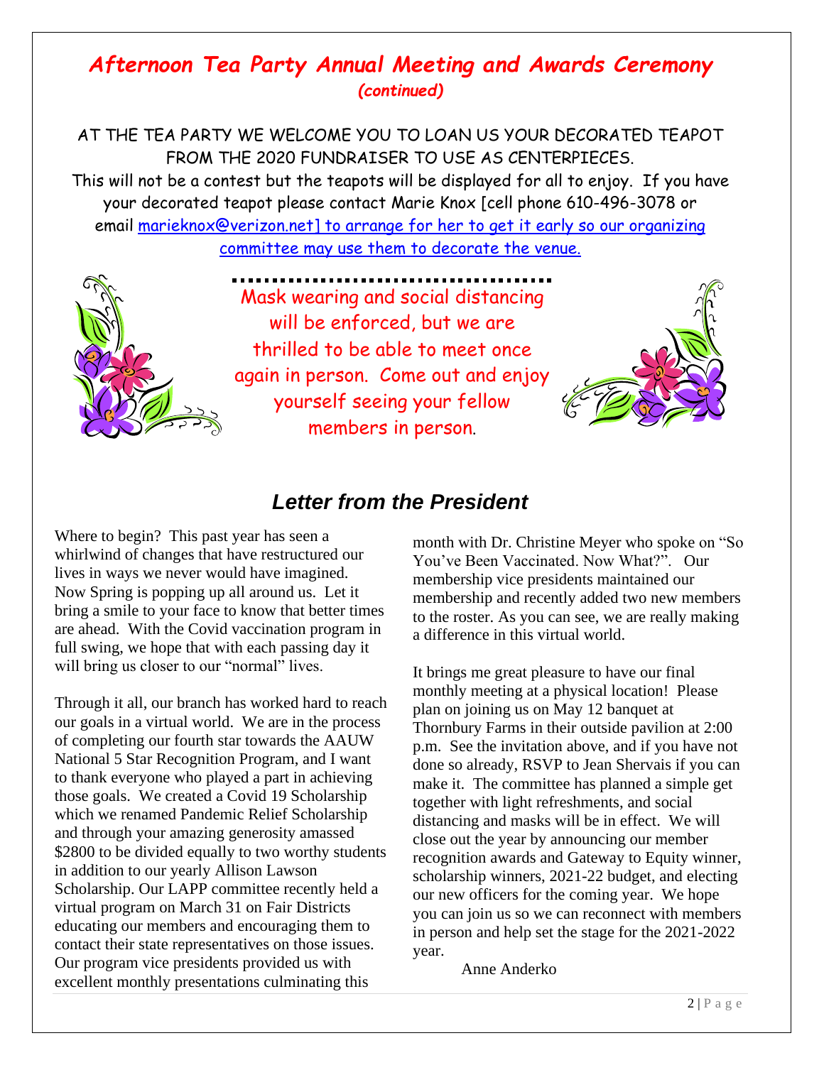## *Afternoon Tea Party Annual Meeting and Awards Ceremony*

***(continued)***

AT THE TEA PARTY WE WELCOME YOU TO LOAN US YOUR DECORATED TEAPOT FROM THE 2020 FUNDRAISER TO USE AS CENTERPIECES.

This will not be a contest but the teapots will be displayed for all to enjoy. If you have your decorated teapot please contact Marie Knox [cell phone 610-496-3078 or email marieknox@verizon.net] to arrange for her to get it early so our organizing committee may use them to decorate the venue.

Mask wearing and social distancing will be enforced, but we are thrilled to be able to meet once again in person. Come out and enjoy yourself seeing your fellow members in person.

## *Letter from the President*

Where to begin? This past year has seen a whirlwind of changes that have restructured our lives in ways we never would have imagined. Now Spring is popping up all around us. Let it bring a smile to your face to know that better times are ahead. With the Covid vaccination program in full swing, we hope that with each passing day it will bring us closer to our "normal" lives.

Through it all, our branch has worked hard to reach our goals in a virtual world. We are in the process of completing our fourth star towards the AAUW National 5 Star Recognition Program, and I want to thank everyone who played a part in achieving those goals. We created a Covid 19 Scholarship which we renamed Pandemic Relief Scholarship and through your amazing generosity amassed $2800 to be divided equally to two worthy students in addition to our yearly Allison Lawson Scholarship. Our LAPP committee recently held a virtual program on March 31 on Fair Districts educating our members and encouraging them to contact their state representatives on those issues. Our program vice presidents provided us with excellent monthly presentations culminating this month with Dr. Christine Meyer who spoke on "So You've Been Vaccinated. Now What?". Our membership vice presidents maintained our membership and recently added two new members to the roster. As you can see, we are really making a difference in this virtual world.

It brings me great pleasure to have our final monthly meeting at a physical location! Please plan on joining us on May 12 banquet at Thornbury Farms in their outside pavilion at 2:00 p.m. See the invitation above, and if you have not done so already, RSVP to Jean Shervais if you can make it. The committee has planned a simple get together with light refreshments, and social distancing and masks will be in effect. We will close out the year by announcing our member recognition awards and Gateway to Equity winner, scholarship winners, 2021-22 budget, and electing our new officers for the coming year. We hope you can join us so we can reconnect with members in person and help set the stage for the 2021-2022 year.

Anne Anderko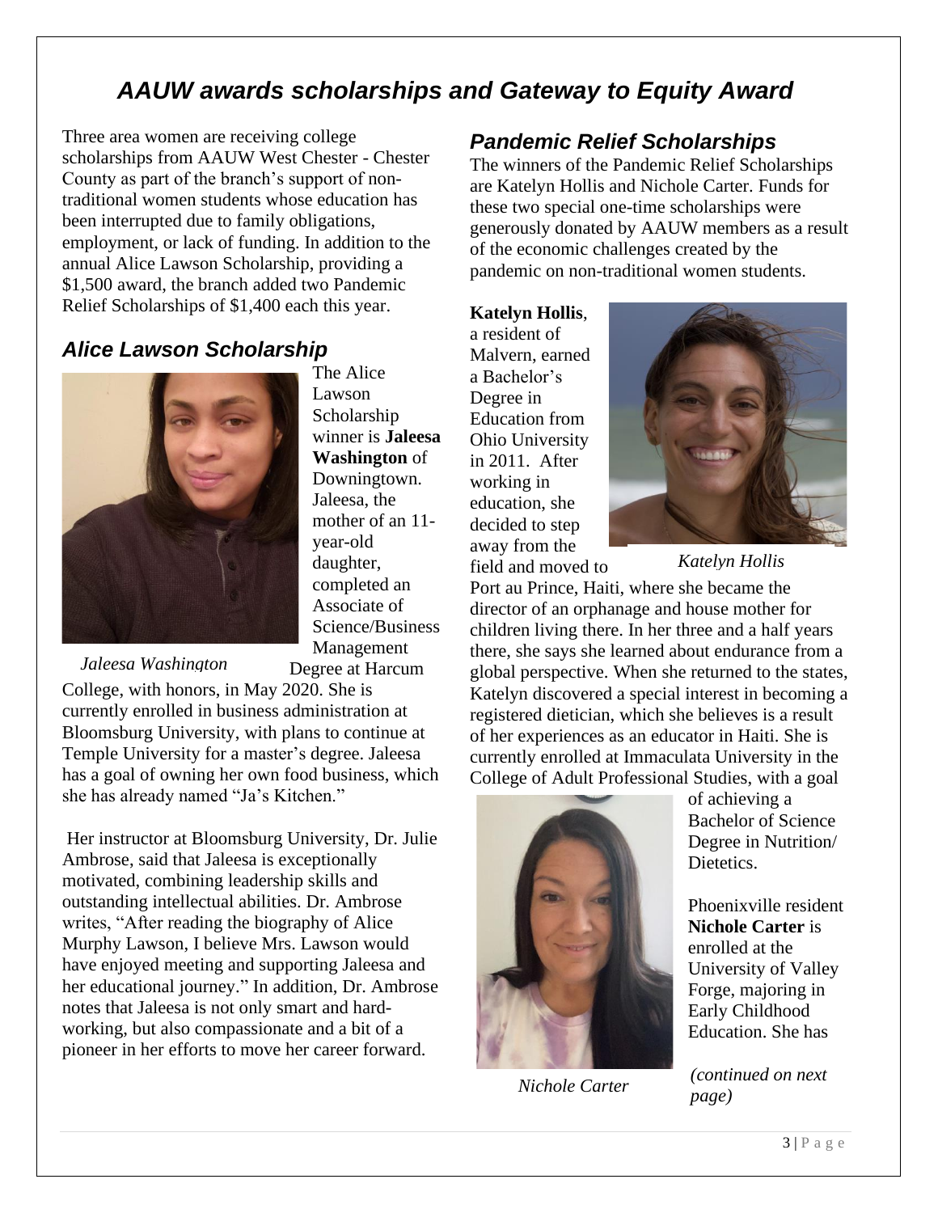# *AAUW awards scholarships and Gateway to Equity Award*

Three area women are receiving college scholarships from AAUW West Chester - Chester County as part of the branch's support of non-traditional women students whose education has been interrupted due to family obligations, employment, or lack of funding. In addition to the annual Alice Lawson Scholarship, providing a $1,500 award, the branch added two Pandemic Relief Scholarships of $1,400 each this year.

## *Alice Lawson Scholarship*

The Alice Lawson Scholarship winner is **Jaleesa Washington** of Downingtown. Jaleesa, the mother of an 11-year-old daughter, completed an Associate of Science/Business Management Degree at Harcum College, with honors, in May 2020. She is currently enrolled in business administration at Bloomsburg University, with plans to continue at Temple University for a master's degree. Jaleesa has a goal of owning her own food business, which she has already named "Ja's Kitchen."

*Jaleesa Washington*

Her instructor at Bloomsburg University, Dr. Julie Ambrose, said that Jaleesa is exceptionally motivated, combining leadership skills and outstanding intellectual abilities. Dr. Ambrose writes, "After reading the biography of Alice Murphy Lawson, I believe Mrs. Lawson would have enjoyed meeting and supporting Jaleesa and her educational journey." In addition, Dr. Ambrose notes that Jaleesa is not only smart and hard-working, but also compassionate and a bit of a pioneer in her efforts to move her career forward.

## *Pandemic Relief Scholarships*

The winners of the Pandemic Relief Scholarships are Katelyn Hollis and Nichole Carter. Funds for these two special one-time scholarships were generously donated by AAUW members as a result of the economic challenges created by the pandemic on non-traditional women students.

**Katelyn Hollis**, a resident of Malvern, earned a Bachelor's Degree in Education from Ohio University in 2011. After working in education, she decided to step away from the field and moved to Port au Prince, Haiti, where she became the director of an orphanage and house mother for children living there. In her three and a half years there, she says she learned about endurance from a global perspective. When she returned to the states, Katelyn discovered a special interest in becoming a registered dietician, which she believes is a result of her experiences as an educator in Haiti. She is currently enrolled at Immaculata University in the College of Adult Professional Studies, with a goal of achieving a Bachelor of Science Degree in Nutrition/ Dietetics.

*Katelyn Hollis*

Phoenixville resident **Nichole Carter** is enrolled at the University of Valley Forge, majoring in Early Childhood Education. She has

*Nichole Carter*

*(continued on next page)*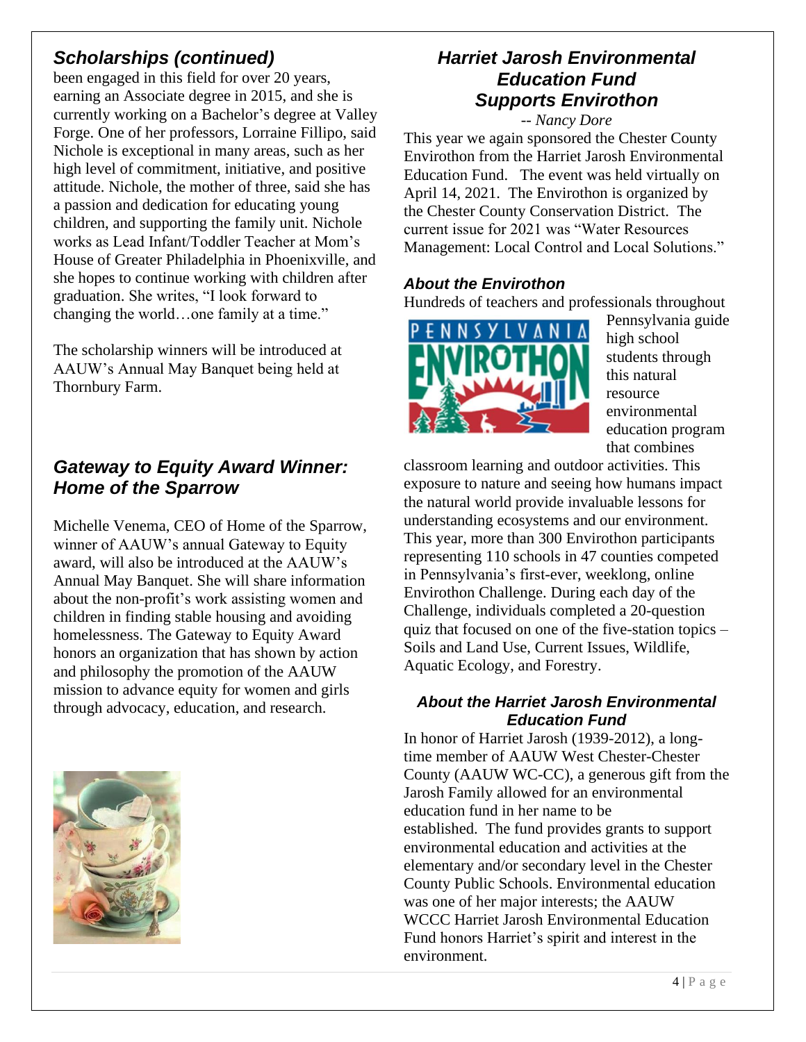## Scholarships (continued)

been engaged in this field for over 20 years, earning an Associate degree in 2015, and she is currently working on a Bachelor's degree at Valley Forge. One of her professors, Lorraine Fillipo, said Nichole is exceptional in many areas, such as her high level of commitment, initiative, and positive attitude. Nichole, the mother of three, said she has a passion and dedication for educating young children, and supporting the family unit. Nichole works as Lead Infant/Toddler Teacher at Mom's House of Greater Philadelphia in Phoenixville, and she hopes to continue working with children after graduation. She writes, "I look forward to changing the world…one family at a time."

The scholarship winners will be introduced at AAUW's Annual May Banquet being held at Thornbury Farm.

## Gateway to Equity Award Winner: Home of the Sparrow

Michelle Venema, CEO of Home of the Sparrow, winner of AAUW's annual Gateway to Equity award, will also be introduced at the AAUW's Annual May Banquet. She will share information about the non-profit's work assisting women and children in finding stable housing and avoiding homelessness. The Gateway to Equity Award honors an organization that has shown by action and philosophy the promotion of the AAUW mission to advance equity for women and girls through advocacy, education, and research.

## Harriet Jarosh Environmental Education Fund Supports Envirothon

*-- Nancy Dore*

This year we again sponsored the Chester County Envirothon from the Harriet Jarosh Environmental Education Fund. The event was held virtually on April 14, 2021. The Envirothon is organized by the Chester County Conservation District. The current issue for 2021 was "Water Resources Management: Local Control and Local Solutions."

### About the Envirothon

Hundreds of teachers and professionals throughout Pennsylvania guide high school students through this natural resource environmental education program that combines classroom learning and outdoor activities. This exposure to nature and seeing how humans impact the natural world provide invaluable lessons for understanding ecosystems and our environment. This year, more than 300 Envirothon participants representing 110 schools in 47 counties competed in Pennsylvania's first-ever, weeklong, online Envirothon Challenge. During each day of the Challenge, individuals completed a 20-question quiz that focused on one of the five-station topics – Soils and Land Use, Current Issues, Wildlife, Aquatic Ecology, and Forestry.

### About the Harriet Jarosh Environmental Education Fund

In honor of Harriet Jarosh (1939-2012), a long-time member of AAUW West Chester-Chester County (AAUW WC-CC), a generous gift from the Jarosh Family allowed for an environmental education fund in her name to be established. The fund provides grants to support environmental education and activities at the elementary and/or secondary level in the Chester County Public Schools. Environmental education was one of her major interests; the AAUW WCCC Harriet Jarosh Environmental Education Fund honors Harriet's spirit and interest in the environment.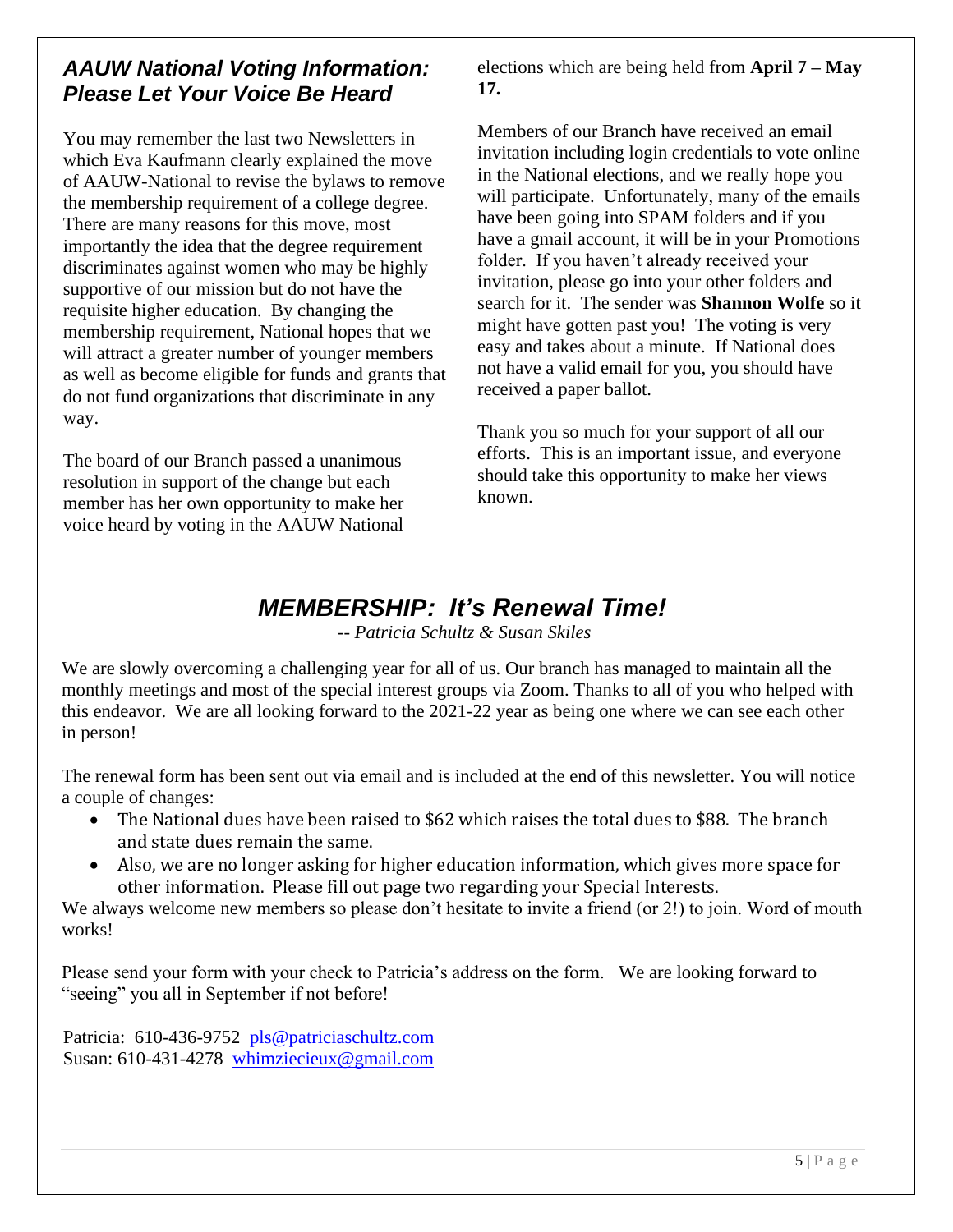## *AAUW National Voting Information: Please Let Your Voice Be Heard*

You may remember the last two Newsletters in which Eva Kaufmann clearly explained the move of AAUW-National to revise the bylaws to remove the membership requirement of a college degree. There are many reasons for this move, most importantly the idea that the degree requirement discriminates against women who may be highly supportive of our mission but do not have the requisite higher education. By changing the membership requirement, National hopes that we will attract a greater number of younger members as well as become eligible for funds and grants that do not fund organizations that discriminate in any way.

The board of our Branch passed a unanimous resolution in support of the change but each member has her own opportunity to make her voice heard by voting in the AAUW National elections which are being held from **April 7 – May 17.**

Members of our Branch have received an email invitation including login credentials to vote online in the National elections, and we really hope you will participate. Unfortunately, many of the emails have been going into SPAM folders and if you have a gmail account, it will be in your Promotions folder. If you haven't already received your invitation, please go into your other folders and search for it. The sender was **Shannon Wolfe** so it might have gotten past you! The voting is very easy and takes about a minute. If National does not have a valid email for you, you should have received a paper ballot.

Thank you so much for your support of all our efforts. This is an important issue, and everyone should take this opportunity to make her views known.

## *MEMBERSHIP: It's Renewal Time!*

*-- Patricia Schultz & Susan Skiles*

We are slowly overcoming a challenging year for all of us. Our branch has managed to maintain all the monthly meetings and most of the special interest groups via Zoom. Thanks to all of you who helped with this endeavor. We are all looking forward to the 2021-22 year as being one where we can see each other in person!

The renewal form has been sent out via email and is included at the end of this newsletter. You will notice a couple of changes:

- The National dues have been raised to $62 which raises the total dues to $88. The branch and state dues remain the same.
- Also, we are no longer asking for higher education information, which gives more space for other information. Please fill out page two regarding your Special Interests.

We always welcome new members so please don't hesitate to invite a friend (or 2!) to join. Word of mouth works!

Please send your form with your check to Patricia's address on the form. We are looking forward to "seeing" you all in September if not before!

Patricia: 610-436-9752 pls@patriciaschultz.com
Susan: 610-431-4278 whimziecieux@gmail.com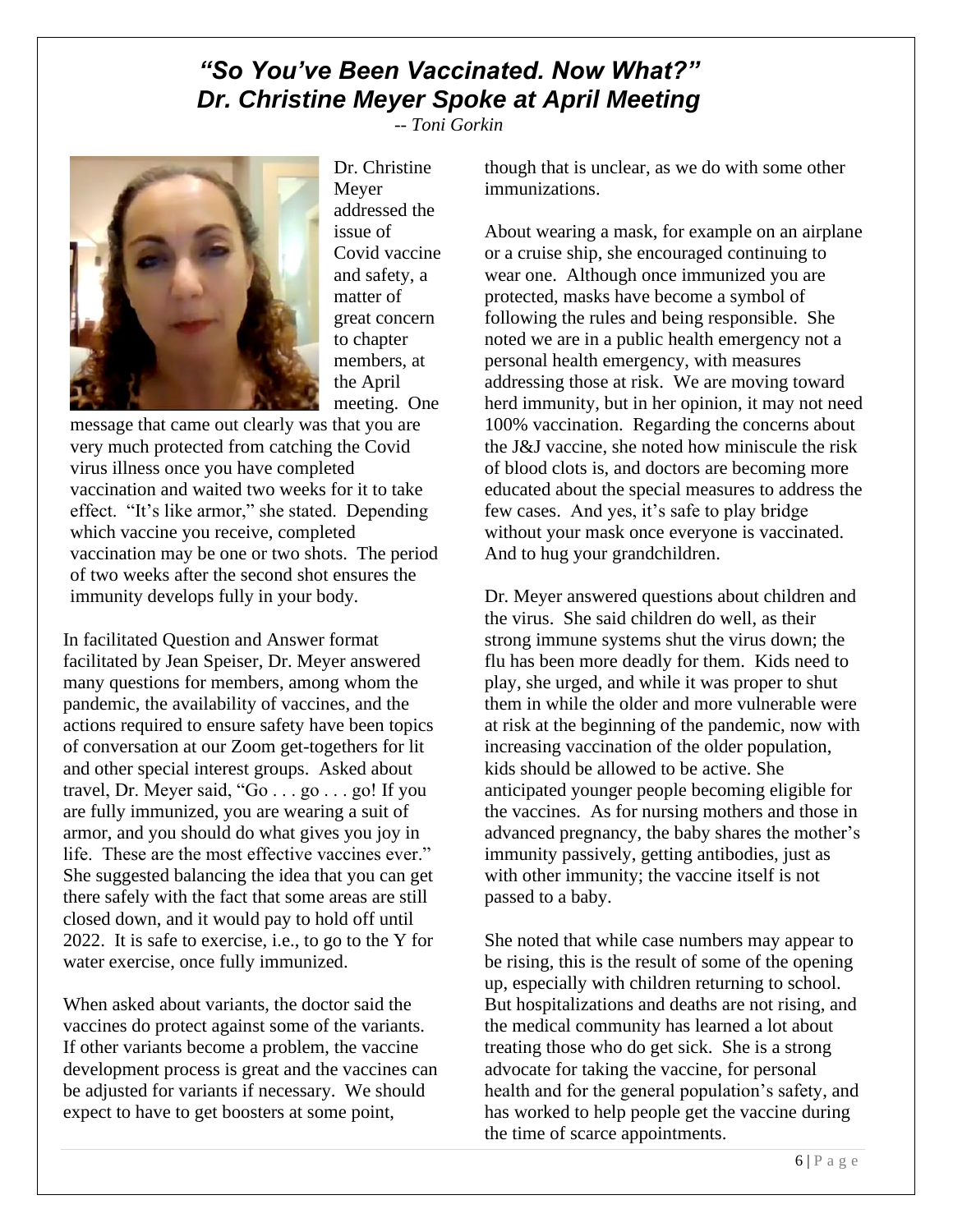## *"So You've Been Vaccinated. Now What?"*
## *Dr. Christine Meyer Spoke at April Meeting*

*-- Toni Gorkin*

Dr. Christine Meyer addressed the issue of Covid vaccine and safety, a matter of great concern to chapter members, at the April meeting. One message that came out clearly was that you are very much protected from catching the Covid virus illness once you have completed vaccination and waited two weeks for it to take effect. "It's like armor," she stated. Depending which vaccine you receive, completed vaccination may be one or two shots. The period of two weeks after the second shot ensures the immunity develops fully in your body.

In facilitated Question and Answer format facilitated by Jean Speiser, Dr. Meyer answered many questions for members, among whom the pandemic, the availability of vaccines, and the actions required to ensure safety have been topics of conversation at our Zoom get-togethers for lit and other special interest groups. Asked about travel, Dr. Meyer said, "Go . . . go . . . go! If you are fully immunized, you are wearing a suit of armor, and you should do what gives you joy in life. These are the most effective vaccines ever." She suggested balancing the idea that you can get there safely with the fact that some areas are still closed down, and it would pay to hold off until 2022. It is safe to exercise, i.e., to go to the Y for water exercise, once fully immunized.

When asked about variants, the doctor said the vaccines do protect against some of the variants. If other variants become a problem, the vaccine development process is great and the vaccines can be adjusted for variants if necessary. We should expect to have to get boosters at some point, though that is unclear, as we do with some other immunizations.

About wearing a mask, for example on an airplane or a cruise ship, she encouraged continuing to wear one. Although once immunized you are protected, masks have become a symbol of following the rules and being responsible. She noted we are in a public health emergency not a personal health emergency, with measures addressing those at risk. We are moving toward herd immunity, but in her opinion, it may not need 100% vaccination. Regarding the concerns about the J&J vaccine, she noted how miniscule the risk of blood clots is, and doctors are becoming more educated about the special measures to address the few cases. And yes, it's safe to play bridge without your mask once everyone is vaccinated. And to hug your grandchildren.

Dr. Meyer answered questions about children and the virus. She said children do well, as their strong immune systems shut the virus down; the flu has been more deadly for them. Kids need to play, she urged, and while it was proper to shut them in while the older and more vulnerable were at risk at the beginning of the pandemic, now with increasing vaccination of the older population, kids should be allowed to be active. She anticipated younger people becoming eligible for the vaccines. As for nursing mothers and those in advanced pregnancy, the baby shares the mother's immunity passively, getting antibodies, just as with other immunity; the vaccine itself is not passed to a baby.

She noted that while case numbers may appear to be rising, this is the result of some of the opening up, especially with children returning to school. But hospitalizations and deaths are not rising, and the medical community has learned a lot about treating those who do get sick. She is a strong advocate for taking the vaccine, for personal health and for the general population's safety, and has worked to help people get the vaccine during the time of scarce appointments.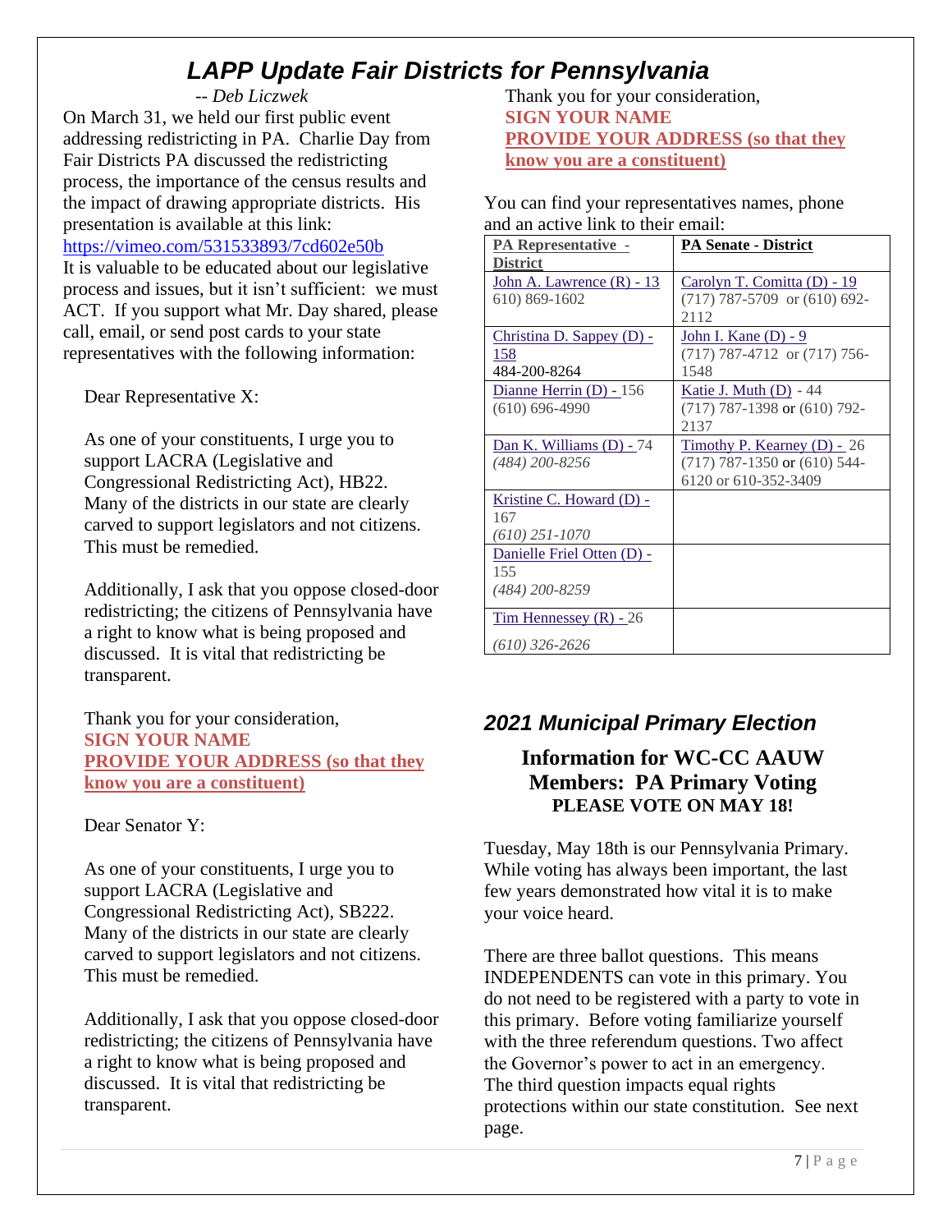# *LAPP Update Fair Districts for Pennsylvania*

*-- Deb Liczwek*

On March 31, we held our first public event addressing redistricting in PA. Charlie Day from Fair Districts PA discussed the redistricting process, the importance of the census results and the impact of drawing appropriate districts. His presentation is available at this link: https://vimeo.com/531533893/7cd602e50b

It is valuable to be educated about our legislative process and issues, but it isn't sufficient: we must ACT. If you support what Mr. Day shared, please call, email, or send post cards to your state representatives with the following information:

Dear Representative X:

As one of your constituents, I urge you to support LACRA (Legislative and Congressional Redistricting Act), HB22. Many of the districts in our state are clearly carved to support legislators and not citizens. This must be remedied.

Additionally, I ask that you oppose closed-door redistricting; the citizens of Pennsylvania have a right to know what is being proposed and discussed. It is vital that redistricting be transparent.

Thank you for your consideration,
**SIGN YOUR NAME**
**PROVIDE YOUR ADDRESS (so that they know you are a constituent)**

Dear Senator Y:

As one of your constituents, I urge you to support LACRA (Legislative and Congressional Redistricting Act), SB222. Many of the districts in our state are clearly carved to support legislators and not citizens. This must be remedied.

Additionally, I ask that you oppose closed-door redistricting; the citizens of Pennsylvania have a right to know what is being proposed and discussed. It is vital that redistricting be transparent.

Thank you for your consideration,
**SIGN YOUR NAME**
**PROVIDE YOUR ADDRESS (so that they know you are a constituent)**

You can find your representatives names, phone and an active link to their email:

| PA Representative - District | PA Senate - District |
|---|---|
| John A. Lawrence (R) - 13<br>610) 869-1602 | Carolyn T. Comitta (D) - 19<br>(717) 787-5709 or (610) 692-2112 |
| Christina D. Sappey (D) - 158<br>484-200-8264 | John I. Kane (D) - 9<br>(717) 787-4712 or (717) 756-1548 |
| Dianne Herrin (D) - 156<br>(610) 696-4990 | Katie J. Muth (D) - 44<br>(717) 787-1398 or (610) 792-2137 |
| Dan K. Williams (D) - 74<br>*(484) 200-8256* | Timothy P. Kearney (D) - 26<br>(717) 787-1350 or (610) 544-6120 or 610-352-3409 |
| Kristine C. Howard (D) - 167<br>*(610) 251-1070* | |
| Danielle Friel Otten (D) - 155<br>*(484) 200-8259* | |
| Tim Hennessey (R) - 26<br>*(610) 326-2626* | |

## *2021 Municipal Primary Election*

### Information for WC-CC AAUW Members: PA Primary Voting

**PLEASE VOTE ON MAY 18!**

Tuesday, May 18th is our Pennsylvania Primary. While voting has always been important, the last few years demonstrated how vital it is to make your voice heard.

There are three ballot questions. This means INDEPENDENTS can vote in this primary. You do not need to be registered with a party to vote in this primary. Before voting familiarize yourself with the three referendum questions. Two affect the Governor's power to act in an emergency. The third question impacts equal rights protections within our state constitution. See next page.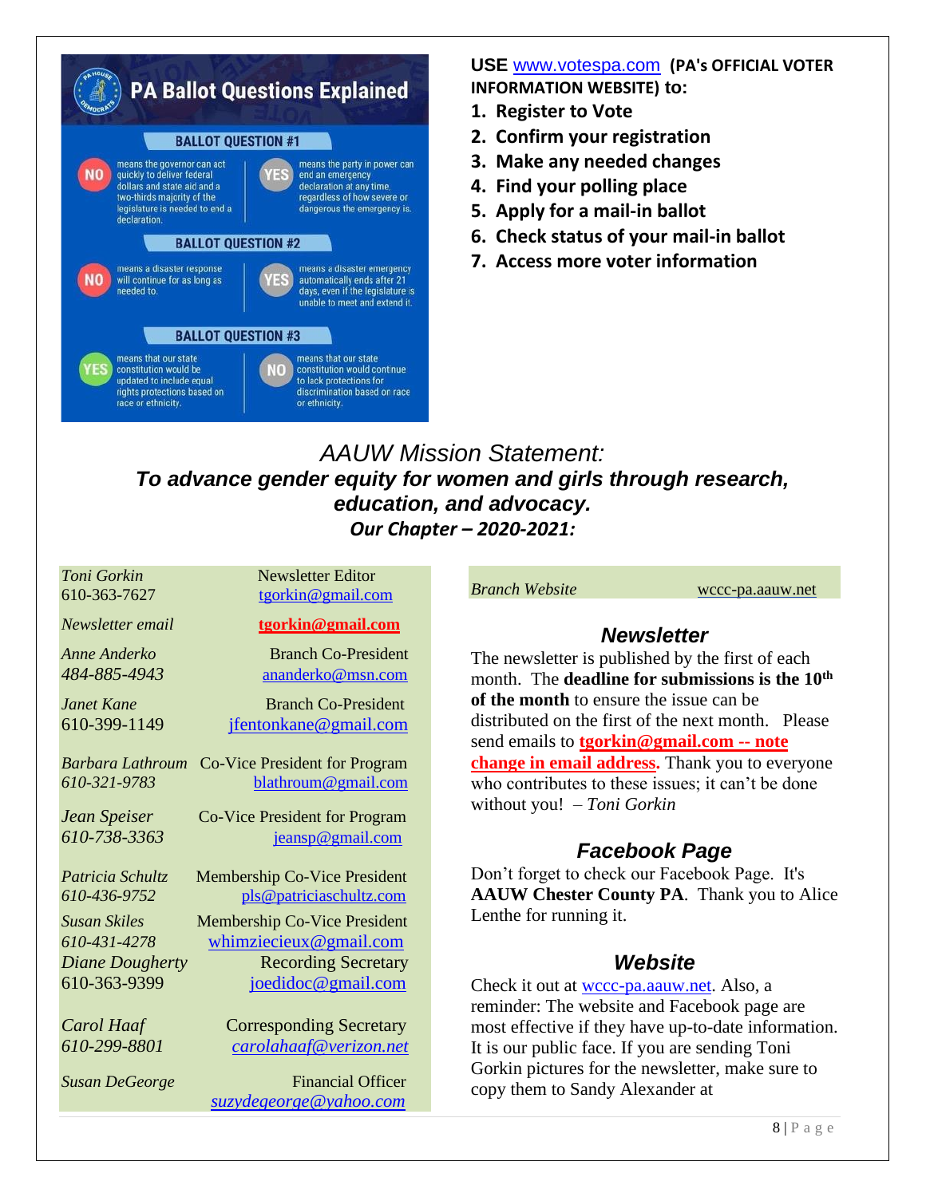# PA Ballot Questions Explained

## BALLOT QUESTION #1

**NO** means the governor can act quickly to deliver federal dollars and state aid and a two-thirds majority of the legislature is needed to end a declaration.

**YES** means the party in power can end an emergency declaration at any time, regardless of how severe or dangerous the emergency is.

## BALLOT QUESTION #2

**NO** means a disaster response will continue for as long as needed to.

**YES** means a disaster emergency automatically ends after 21 days, even if the legislature is unable to meet and extend it.

## BALLOT QUESTION #3

**YES** means that our state constitution would be updated to include equal rights protections based on race or ethnicity.

**NO** means that our state constitution would continue to lack protections for discrimination based on race or ethnicity.

**USE** www.votespa.com **(PA's OFFICIAL VOTER INFORMATION WEBSITE) to:**

1. **Register to Vote**
2. **Confirm your registration**
3. **Make any needed changes**
4. **Find your polling place**
5. **Apply for a mail-in ballot**
6. **Check status of your mail-in ballot**
7. **Access more voter information**

*AAUW Mission Statement:*

***To advance gender equity for women and girls through research, education, and advocacy.***

***Our Chapter – 2020-2021:***

| | |
|---|---|
| *Toni Gorkin* 610-363-7627 | Newsletter Editor tgorkin@gmail.com |
| *Newsletter email* | **tgorkin@gmail.com** |
| *Anne Anderko* *484-885-4943* | Branch Co-President ananderko@msn.com |
| *Janet Kane* 610-399-1149 | Branch Co-President jfentonkane@gmail.com |
| *Barbara Lathroum* *610-321-9783* | Co-Vice President for Program blathroum@gmail.com |
| *Jean Speiser* *610-738-3363* | Co-Vice President for Program jeansp@gmail.com |
| *Patricia Schultz* *610-436-9752* | Membership Co-Vice President pls@patriciaschultz.com |
| *Susan Skiles* *610-431-4278* | Membership Co-Vice President whimziecieux@gmail.com |
| *Diane Dougherty* 610-363-9399 | Recording Secretary joedidoc@gmail.com |
| *Carol Haaf* *610-299-8801* | Corresponding Secretary *carolahaaf@verizon.net* |
| *Susan DeGeorge* | Financial Officer *suzydegeorge@yahoo.com* |

| | |
|---|---|
| *Branch Website* | wccc-pa.aauw.net |

### *Newsletter*

The newsletter is published by the first of each month. The **deadline for submissions is the 10th of the month** to ensure the issue can be distributed on the first of the next month. Please send emails to **tgorkin@gmail.com -- note change in email address.** Thank you to everyone who contributes to these issues; it can't be done without you! – *Toni Gorkin*

### *Facebook Page*

Don't forget to check our Facebook Page. It's **AAUW Chester County PA**. Thank you to Alice Lenthe for running it.

### *Website*

Check it out at wccc-pa.aauw.net. Also, a reminder: The website and Facebook page are most effective if they have up-to-date information. It is our public face. If you are sending Toni Gorkin pictures for the newsletter, make sure to copy them to Sandy Alexander at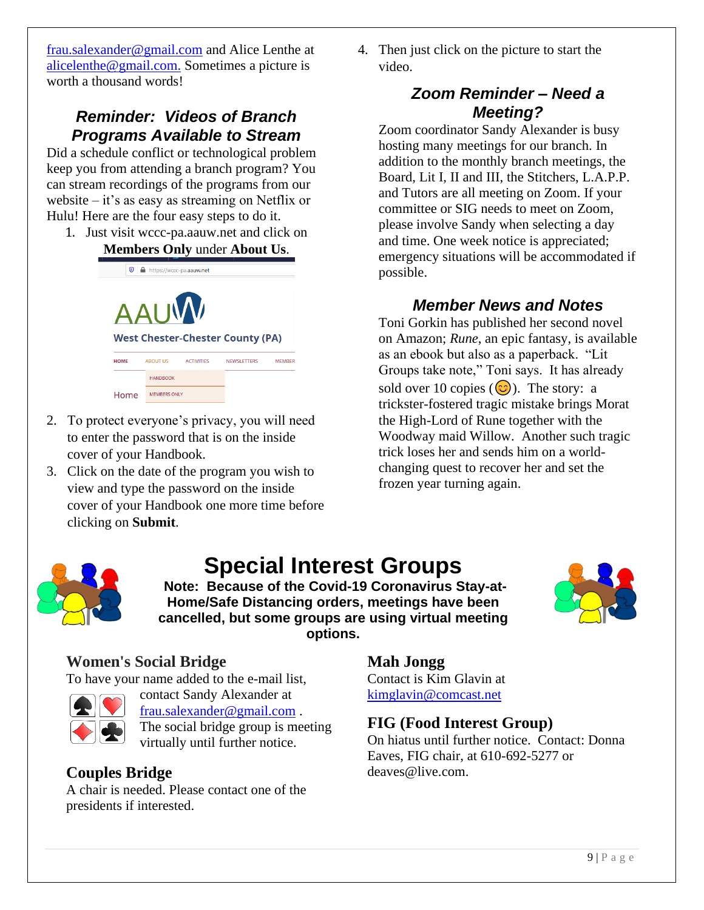frau.salexander@gmail.com and Alice Lenthe at alicelenthe@gmail.com. Sometimes a picture is worth a thousand words!

## *Reminder: Videos of Branch Programs Available to Stream*

Did a schedule conflict or technological problem keep you from attending a branch program? You can stream recordings of the programs from our website – it's as easy as streaming on Netflix or Hulu! Here are the four easy steps to do it.

1. Just visit wccc-pa.aauw.net and click on **Members Only** under **About Us**.
2. To protect everyone's privacy, you will need to enter the password that is on the inside cover of your Handbook.
3. Click on the date of the program you wish to view and type the password on the inside cover of your Handbook one more time before clicking on **Submit**.
4. Then just click on the picture to start the video.

## *Zoom Reminder – Need a Meeting?*

Zoom coordinator Sandy Alexander is busy hosting many meetings for our branch. In addition to the monthly branch meetings, the Board, Lit I, II and III, the Stitchers, L.A.P.P. and Tutors are all meeting on Zoom. If your committee or SIG needs to meet on Zoom, please involve Sandy when selecting a day and time. One week notice is appreciated; emergency situations will be accommodated if possible.

## *Member News and Notes*

Toni Gorkin has published her second novel on Amazon; *Rune*, an epic fantasy, is available as an ebook but also as a paperback. "Lit Groups take note," Toni says. It has already sold over 10 copies (😊). The story: a trickster-fostered tragic mistake brings Morat the High-Lord of Rune together with the Woodway maid Willow. Another such tragic trick loses her and sends him on a world-changing quest to recover her and set the frozen year turning again.

# Special Interest Groups

**Note: Because of the Covid-19 Coronavirus Stay-at-Home/Safe Distancing orders, meetings have been cancelled, but some groups are using virtual meeting options.**

### Women's Social Bridge

To have your name added to the e-mail list, contact Sandy Alexander at frau.salexander@gmail.com . The social bridge group is meeting virtually until further notice.

### Couples Bridge

A chair is needed. Please contact one of the presidents if interested.

### Mah Jongg

Contact is Kim Glavin at kimglavin@comcast.net

### FIG (Food Interest Group)

On hiatus until further notice. Contact: Donna Eaves, FIG chair, at 610-692-5277 or deaves@live.com.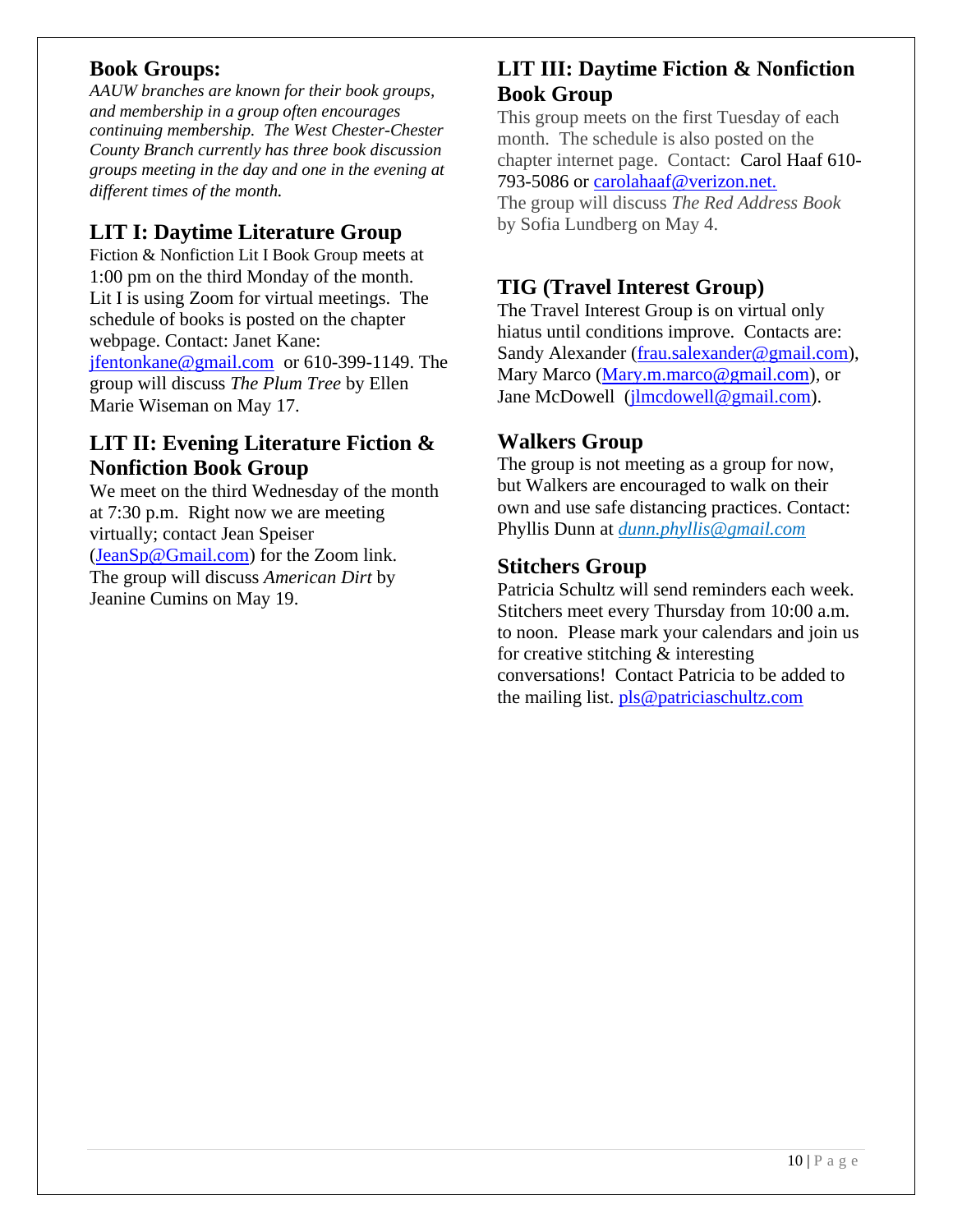## Book Groups:

*AAUW branches are known for their book groups, and membership in a group often encourages continuing membership. The West Chester-Chester County Branch currently has three book discussion groups meeting in the day and one in the evening at different times of the month.*

## LIT I: Daytime Literature Group

Fiction & Nonfiction Lit I Book Group meets at 1:00 pm on the third Monday of the month. Lit I is using Zoom for virtual meetings. The schedule of books is posted on the chapter webpage. Contact: Janet Kane: jfentonkane@gmail.com or 610-399-1149. The group will discuss *The Plum Tree* by Ellen Marie Wiseman on May 17.

## LIT II: Evening Literature Fiction & Nonfiction Book Group

We meet on the third Wednesday of the month at 7:30 p.m. Right now we are meeting virtually; contact Jean Speiser (JeanSp@Gmail.com) for the Zoom link. The group will discuss *American Dirt* by Jeanine Cumins on May 19.

## LIT III: Daytime Fiction & Nonfiction Book Group

This group meets on the first Tuesday of each month. The schedule is also posted on the chapter internet page. Contact: Carol Haaf 610-793-5086 or carolahaaf@verizon.net.
The group will discuss *The Red Address Book* by Sofia Lundberg on May 4.

## TIG (Travel Interest Group)

The Travel Interest Group is on virtual only hiatus until conditions improve. Contacts are: Sandy Alexander (frau.salexander@gmail.com), Mary Marco (Mary.m.marco@gmail.com), or Jane McDowell (jlmcdowell@gmail.com).

## Walkers Group

The group is not meeting as a group for now, but Walkers are encouraged to walk on their own and use safe distancing practices. Contact: Phyllis Dunn at *dunn.phyllis@gmail.com*

## Stitchers Group

Patricia Schultz will send reminders each week. Stitchers meet every Thursday from 10:00 a.m. to noon. Please mark your calendars and join us for creative stitching & interesting conversations! Contact Patricia to be added to the mailing list. pls@patriciaschultz.com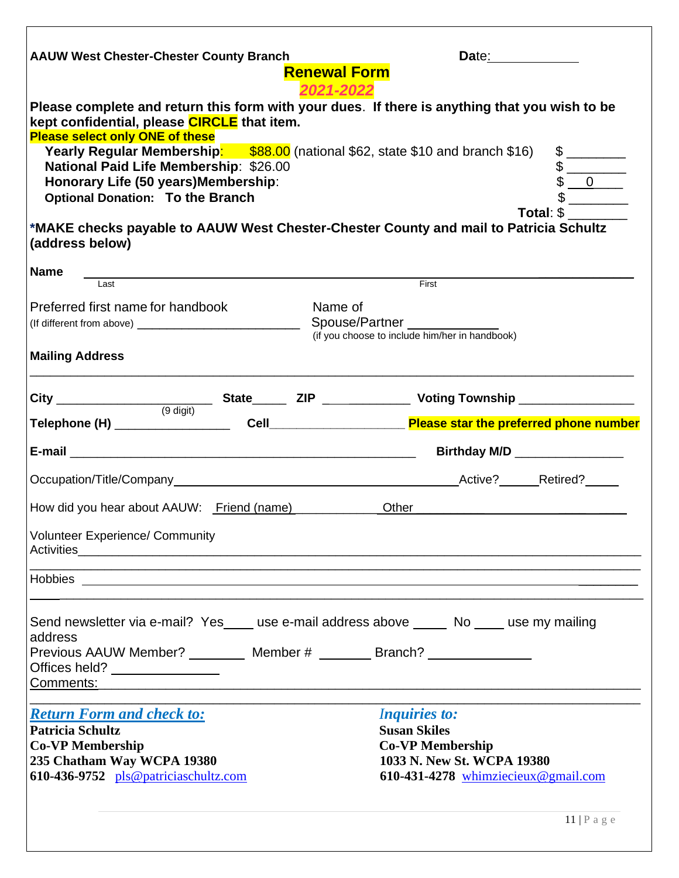**AAUW West Chester-Chester County Branch** **Date:** ____________

## Renewal Form

## *2021-2022*

**Please complete and return this form with your dues. If there is anything that you wish to be kept confidential, please CIRCLE that item.**

**Please select only ONE of these**

| | |
|---|---|
| **Yearly Regular Membership**: $88.00 (national $62, state $10 and branch $16) | $ ________ |
| **National Paid Life Membership**: $26.00 | $ ________ |
| **Honorary Life (50 years)Membership**: | $ 0 |
| **Optional Donation: To the Branch** | $ ________ |
| **Total**: | $ ________ |

**\*MAKE checks payable to AAUW West Chester-Chester County and mail to Patricia Schultz (address below)**

**Name** ________________________________________________
Last                                                                                First

Preferred first name for handbook
(If different from above) ________________________

Name of Spouse/Partner ____________
(if you choose to include him/her in handbook)

**Mailing Address**
________________________________________________________________

**City** ____________________ **State** _____ **ZIP** ____________ (9 digit) **Voting Township** ________________

**Telephone (H)** ________________ **Cell** ____________________ **Please star the preferred phone number**

**E-mail** ________________________________________________ **Birthday M/D** ________________

Occupation/Title/Company ________________________________________ Active?______ Retired?_____

How did you hear about AAUW: Friend (name) ____________ Other ______________________________

Volunteer Experience/ Community Activities ________________________________________________________________

________________________________________________________________

Hobbies ________________________________________________________________

________________________________________________________________

Send newsletter via e-mail? Yes____ use e-mail address above _____ No ____ use my mailing address

Previous AAUW Member? ________ Member # _______ Branch? ______________

Offices held? _______________

Comments: ________________________________________________________________

________________________________________________________________

***Return Form and check to:***
**Patricia Schultz**
**Co-VP Membership**
**235 Chatham Way WCPA 19380**
**610-436-9752** pls@patriciaschultz.com

***Inquiries to:***
**Susan Skiles**
**Co-VP Membership**
**1033 N. New St. WCPA 19380**
**610-431-4278** whimziecieux@gmail.com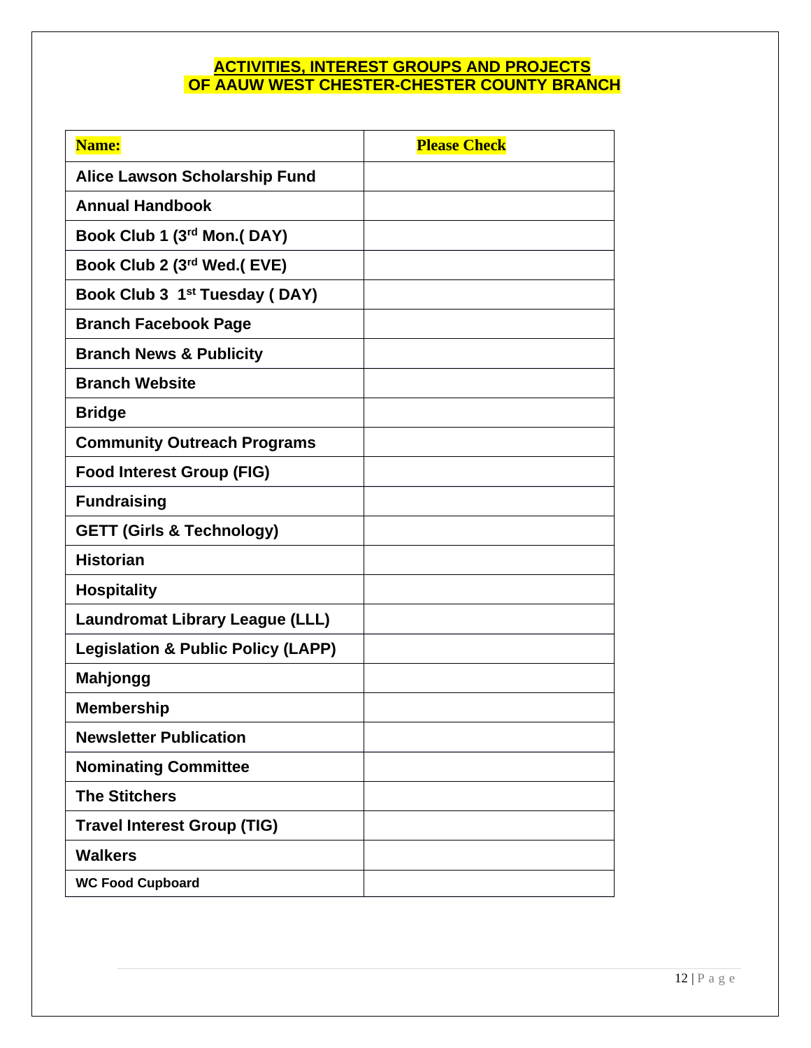## ACTIVITIES, INTEREST GROUPS AND PROJECTS OF AAUW WEST CHESTER-CHESTER COUNTY BRANCH

| Name: | Please Check |
|---|---|
| Alice Lawson Scholarship Fund | |
| Annual Handbook | |
| Book Club 1 (3rd Mon.( DAY) | |
| Book Club 2 (3rd Wed.( EVE) | |
| Book Club 3 1st Tuesday ( DAY) | |
| Branch Facebook Page | |
| Branch News & Publicity | |
| Branch Website | |
| Bridge | |
| Community Outreach Programs | |
| Food Interest Group (FIG) | |
| Fundraising | |
| GETT (Girls & Technology) | |
| Historian | |
| Hospitality | |
| Laundromat Library League (LLL) | |
| Legislation & Public Policy (LAPP) | |
| Mahjongg | |
| Membership | |
| Newsletter Publication | |
| Nominating Committee | |
| The Stitchers | |
| Travel Interest Group (TIG) | |
| Walkers | |
| WC Food Cupboard | |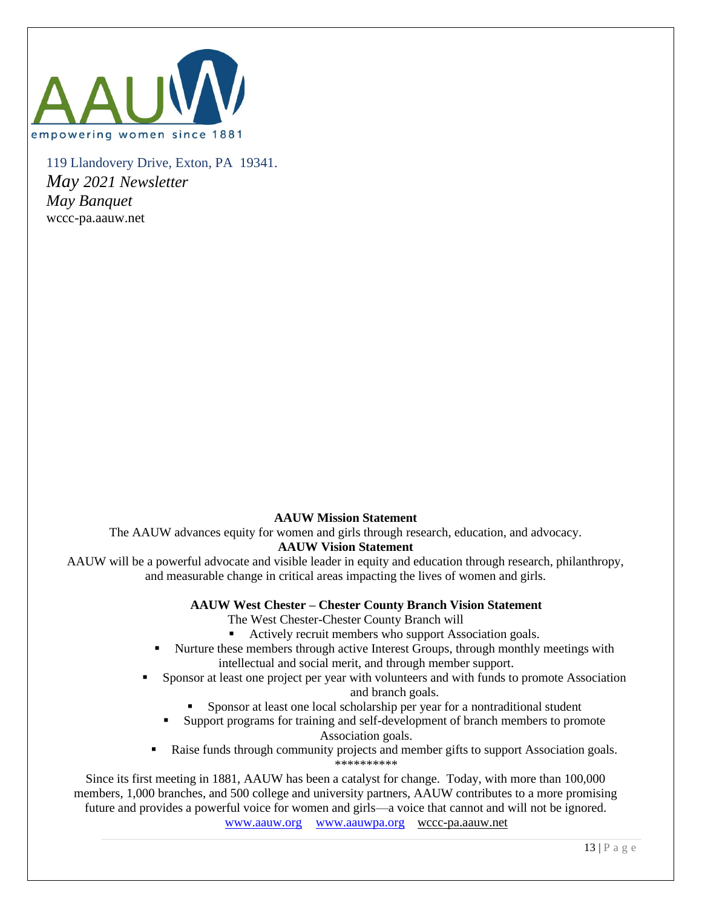AAUW

empowering women since 1881

119 Llandovery Drive, Exton, PA 19341.

*May 2021 Newsletter*

*May Banquet*

wccc-pa.aauw.net

**AAUW Mission Statement**

The AAUW advances equity for women and girls through research, education, and advocacy.

**AAUW Vision Statement**

AAUW will be a powerful advocate and visible leader in equity and education through research, philanthropy, and measurable change in critical areas impacting the lives of women and girls.

**AAUW West Chester – Chester County Branch Vision Statement**

The West Chester-Chester County Branch will

- Actively recruit members who support Association goals.
- Nurture these members through active Interest Groups, through monthly meetings with intellectual and social merit, and through member support.
- Sponsor at least one project per year with volunteers and with funds to promote Association and branch goals.
- Sponsor at least one local scholarship per year for a nontraditional student
- Support programs for training and self-development of branch members to promote Association goals.
- Raise funds through community projects and member gifts to support Association goals.

**********

Since its first meeting in 1881, AAUW has been a catalyst for change. Today, with more than 100,000 members, 1,000 branches, and 500 college and university partners, AAUW contributes to a more promising future and provides a powerful voice for women and girls—a voice that cannot and will not be ignored.

www.aauw.org www.aauwpa.org wccc-pa.aauw.net